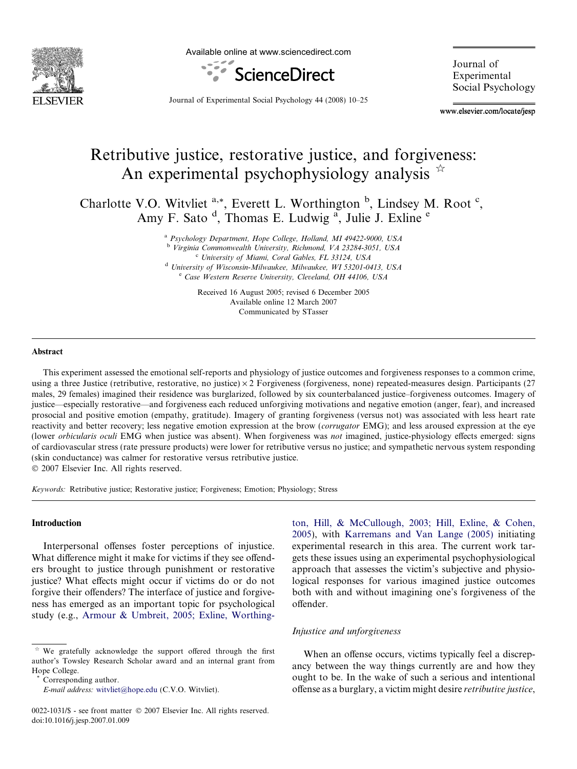Available online at www.sciencedirect.com

ScienceDirect

Journal of Experimental Social Psychology

www.elsevier.com/locate/jesp

# Retributive justice, restorative justice, and forgiveness: An experimental psychophysiology analysis ☆

Charlotte V.O. Witvliet [a,*], Everett L. Worthington [b], Lindsey M. Root [c], Amy F. Sato [d], Thomas E. Ludwig [a], Julie J. Exline [e]

[a] Psychology Department, Hope College, Holland, MI 49422-9000, USA
[b] Virginia Commonwealth University, Richmond, VA 23284-3051, USA
[c] University of Miami, Coral Gables, FL 33124, USA
[d] University of Wisconsin-Milwaukee, Milwaukee, WI 53201-0413, USA
[e] Case Western Reserve University, Cleveland, OH 44106, USA

Received 16 August 2005; revised 6 December 2005
Available online 12 March 2007
Communicated by STasser

## Abstract

This experiment assessed the emotional self-reports and physiology of justice outcomes and forgiveness responses to a common crime, using a three Justice (retributive, restorative, no justice) × 2 Forgiveness (forgiveness, none) repeated-measures design. Participants (27 males, 29 females) imagined their residence was burglarized, followed by six counterbalanced justice–forgiveness outcomes. Imagery of justice—especially restorative—and forgiveness each reduced unforgiving motivations and negative emotion (anger, fear), and increased prosocial and positive emotion (empathy, gratitude). Imagery of granting forgiveness (versus not) was associated with less heart rate reactivity and better recovery; less negative emotion expression at the brow (*corrugator* EMG); and less aroused expression at the eye (lower *orbicularis oculi* EMG when justice was absent). When forgiveness was *not* imagined, justice-physiology effects emerged: signs of cardiovascular stress (rate pressure products) were lower for retributive versus no justice; and sympathetic nervous system responding (skin conductance) was calmer for restorative versus retributive justice.

© 2007 Elsevier Inc. All rights reserved.

*Keywords:* Retributive justice; Restorative justice; Forgiveness; Emotion; Physiology; Stress

## Introduction

Interpersonal offenses foster perceptions of injustice. What difference might it make for victims if they see offenders brought to justice through punishment or restorative justice? What effects might occur if victims do or do not forgive their offenders? The interface of justice and forgiveness has emerged as an important topic for psychological study (e.g., Armour & Umbreit, 2005; Exline, Worthington, Hill, & McCullough, 2003; Hill, Exline, & Cohen, 2005), with Karremans and Van Lange (2005) initiating experimental research in this area. The current work targets these issues using an experimental psychophysiological approach that assesses the victim's subjective and physiological responses for various imagined justice outcomes both with and without imagining one's forgiveness of the offender.

### Injustice and unforgiveness

When an offense occurs, victims typically feel a discrepancy between the way things currently are and how they ought to be. In the wake of such a serious and intentional offense as a burglary, a victim might desire *retributive justice*,

☆ We gratefully acknowledge the support offered through the first author's Towsley Research Scholar award and an internal grant from Hope College.

\* Corresponding author.
*E-mail address:* witvliet@hope.edu (C.V.O. Witvliet).

0022-1031/$ - see front matter © 2007 Elsevier Inc. All rights reserved.
doi:10.1016/j.jesp.2007.01.009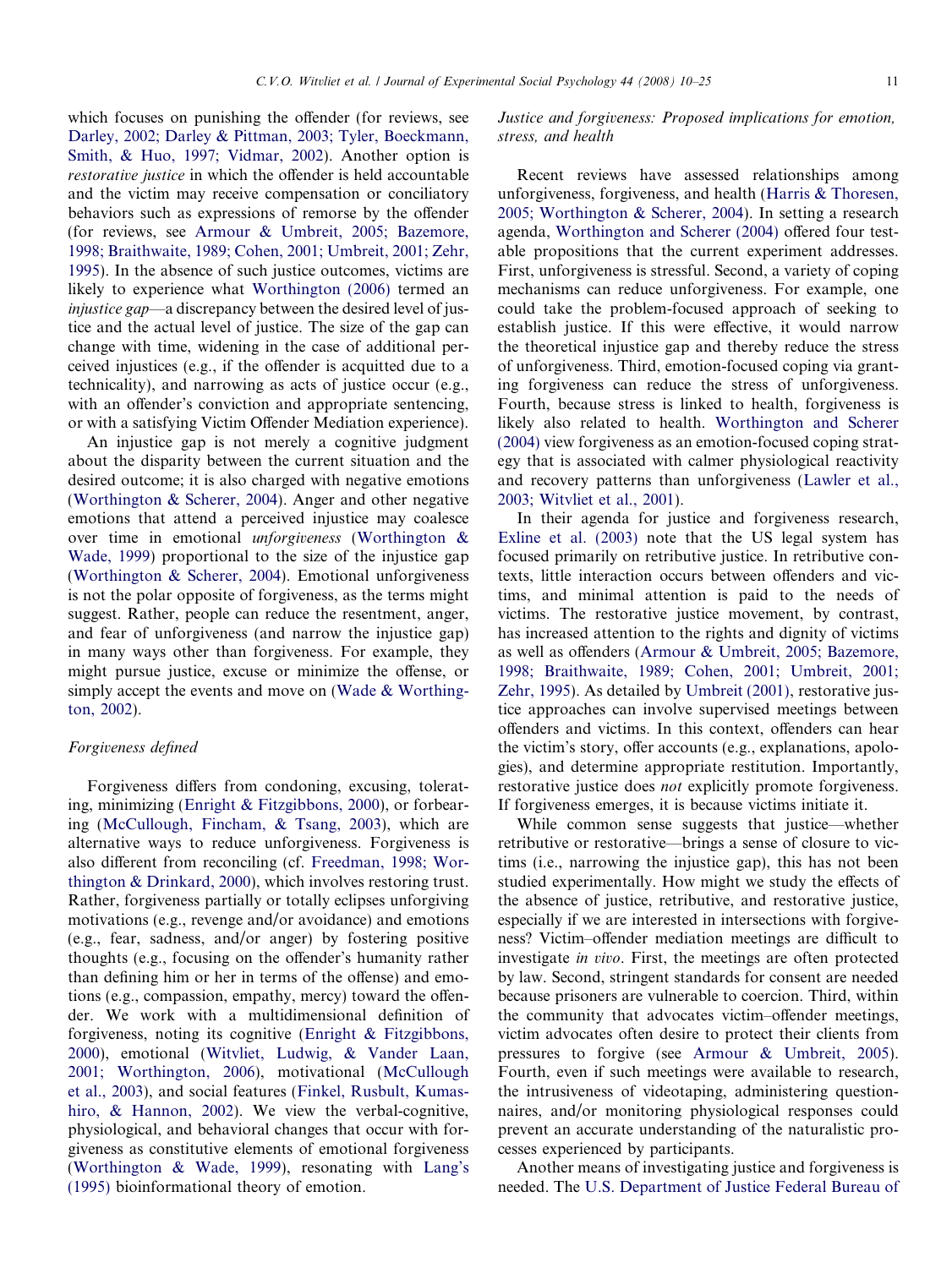which focuses on punishing the offender (for reviews, see Darley, 2002; Darley & Pittman, 2003; Tyler, Boeckmann, Smith, & Huo, 1997; Vidmar, 2002). Another option is *restorative justice* in which the offender is held accountable and the victim may receive compensation or conciliatory behaviors such as expressions of remorse by the offender (for reviews, see Armour & Umbreit, 2005; Bazemore, 1998; Braithwaite, 1989; Cohen, 2001; Umbreit, 2001; Zehr, 1995). In the absence of such justice outcomes, victims are likely to experience what Worthington (2006) termed an *injustice gap*—a discrepancy between the desired level of justice and the actual level of justice. The size of the gap can change with time, widening in the case of additional perceived injustices (e.g., if the offender is acquitted due to a technicality), and narrowing as acts of justice occur (e.g., with an offender's conviction and appropriate sentencing, or with a satisfying Victim Offender Mediation experience).

An injustice gap is not merely a cognitive judgment about the disparity between the current situation and the desired outcome; it is also charged with negative emotions (Worthington & Scherer, 2004). Anger and other negative emotions that attend a perceived injustice may coalesce over time in emotional *unforgiveness* (Worthington & Wade, 1999) proportional to the size of the injustice gap (Worthington & Scherer, 2004). Emotional unforgiveness is not the polar opposite of forgiveness, as the terms might suggest. Rather, people can reduce the resentment, anger, and fear of unforgiveness (and narrow the injustice gap) in many ways other than forgiveness. For example, they might pursue justice, excuse or minimize the offense, or simply accept the events and move on (Wade & Worthington, 2002).

### Forgiveness defined

Forgiveness differs from condoning, excusing, tolerating, minimizing (Enright & Fitzgibbons, 2000), or forbearing (McCullough, Fincham, & Tsang, 2003), which are alternative ways to reduce unforgiveness. Forgiveness is also different from reconciling (cf. Freedman, 1998; Worthington & Drinkard, 2000), which involves restoring trust. Rather, forgiveness partially or totally eclipses unforgiving motivations (e.g., revenge and/or avoidance) and emotions (e.g., fear, sadness, and/or anger) by fostering positive thoughts (e.g., focusing on the offender's humanity rather than defining him or her in terms of the offense) and emotions (e.g., compassion, empathy, mercy) toward the offender. We work with a multidimensional definition of forgiveness, noting its cognitive (Enright & Fitzgibbons, 2000), emotional (Witvliet, Ludwig, & Vander Laan, 2001; Worthington, 2006), motivational (McCullough et al., 2003), and social features (Finkel, Rusbult, Kumashiro, & Hannon, 2002). We view the verbal-cognitive, physiological, and behavioral changes that occur with forgiveness as constitutive elements of emotional forgiveness (Worthington & Wade, 1999), resonating with Lang's (1995) bioinformational theory of emotion.

### Justice and forgiveness: Proposed implications for emotion, stress, and health

Recent reviews have assessed relationships among unforgiveness, forgiveness, and health (Harris & Thoresen, 2005; Worthington & Scherer, 2004). In setting a research agenda, Worthington and Scherer (2004) offered four testable propositions that the current experiment addresses. First, unforgiveness is stressful. Second, a variety of coping mechanisms can reduce unforgiveness. For example, one could take the problem-focused approach of seeking to establish justice. If this were effective, it would narrow the theoretical injustice gap and thereby reduce the stress of unforgiveness. Third, emotion-focused coping via granting forgiveness can reduce the stress of unforgiveness. Fourth, because stress is linked to health, forgiveness is likely also related to health. Worthington and Scherer (2004) view forgiveness as an emotion-focused coping strategy that is associated with calmer physiological reactivity and recovery patterns than unforgiveness (Lawler et al., 2003; Witvliet et al., 2001).

In their agenda for justice and forgiveness research, Exline et al. (2003) note that the US legal system has focused primarily on retributive justice. In retributive contexts, little interaction occurs between offenders and victims, and minimal attention is paid to the needs of victims. The restorative justice movement, by contrast, has increased attention to the rights and dignity of victims as well as offenders (Armour & Umbreit, 2005; Bazemore, 1998; Braithwaite, 1989; Cohen, 2001; Umbreit, 2001; Zehr, 1995). As detailed by Umbreit (2001), restorative justice approaches can involve supervised meetings between offenders and victims. In this context, offenders can hear the victim's story, offer accounts (e.g., explanations, apologies), and determine appropriate restitution. Importantly, restorative justice does *not* explicitly promote forgiveness. If forgiveness emerges, it is because victims initiate it.

While common sense suggests that justice—whether retributive or restorative—brings a sense of closure to victims (i.e., narrowing the injustice gap), this has not been studied experimentally. How might we study the effects of the absence of justice, retributive, and restorative justice, especially if we are interested in intersections with forgiveness? Victim–offender mediation meetings are difficult to investigate *in vivo*. First, the meetings are often protected by law. Second, stringent standards for consent are needed because prisoners are vulnerable to coercion. Third, within the community that advocates victim–offender meetings, victim advocates often desire to protect their clients from pressures to forgive (see Armour & Umbreit, 2005). Fourth, even if such meetings were available to research, the intrusiveness of videotaping, administering questionnaires, and/or monitoring physiological responses could prevent an accurate understanding of the naturalistic processes experienced by participants.

Another means of investigating justice and forgiveness is needed. The U.S. Department of Justice Federal Bureau of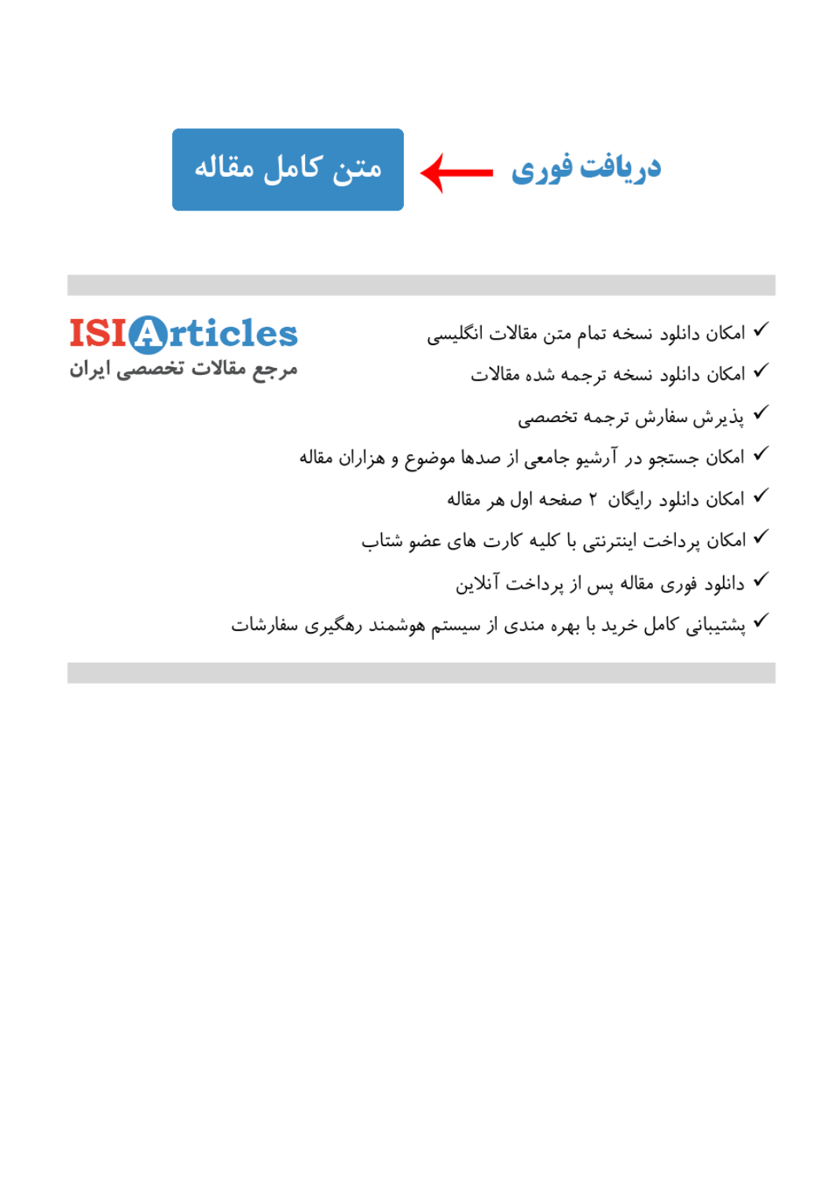**دریافت فوری** ← **متن کامل مقاله**

**ISIArticles**
مرجع مقالات تخصصی ایران

- ✓ امکان دانلود نسخه تمام متن مقالات انگلیسی
- ✓ امکان دانلود نسخه ترجمه شده مقالات
- ✓ پذیرش سفارش ترجمه تخصصی
- ✓ امکان جستجو در آرشیو جامعی از صدها موضوع و هزاران مقاله
- ✓ امکان دانلود رایگان ۲ صفحه اول هر مقاله
- ✓ امکان پرداخت اینترنتی با کلیه کارت های عضو شتاب
- ✓ دانلود فوری مقاله پس از پرداخت آنلاین
- ✓ پشتیبانی کامل خرید با بهره مندی از سیستم هوشمند رهگیری سفارشات